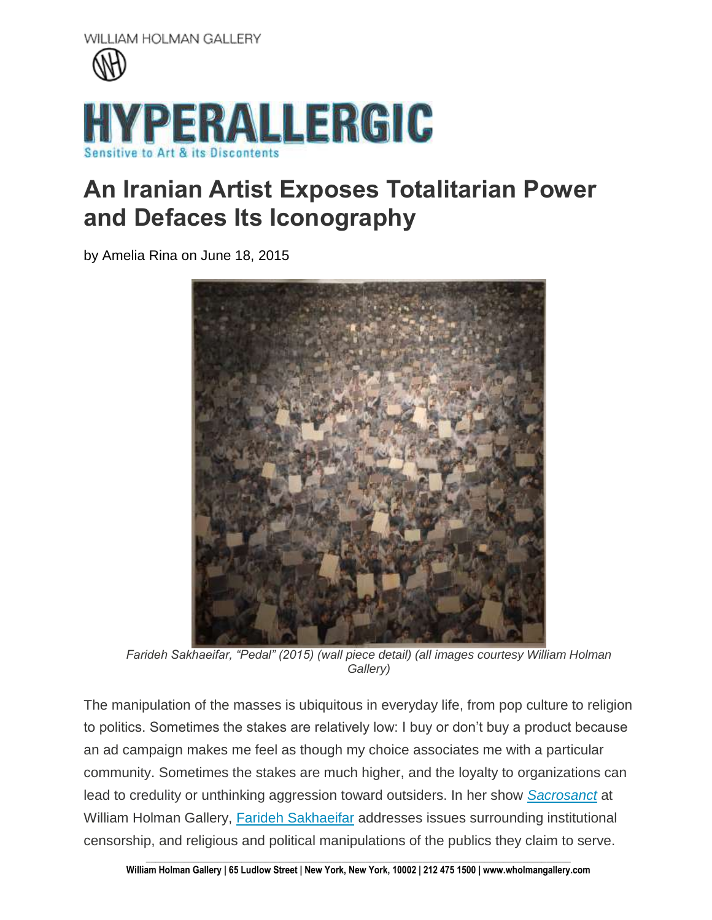WILLIAM HOLMAN GALLERY

HYPERALLERGIC

Sensitive to Art & its Discontents

# An Iranian Artist Exposes Totalitarian Power and Defaces Its Iconography

by Amelia Rina on June 18, 2015

*Farideh Sakhaeifar, "Pedal" (2015) (wall piece detail) (all images courtesy William Holman Gallery)*

The manipulation of the masses is ubiquitous in everyday life, from pop culture to religion to politics. Sometimes the stakes are relatively low: I buy or don't buy a product because an ad campaign makes me feel as though my choice associates me with a particular community. Sometimes the stakes are much higher, and the loyalty to organizations can lead to credulity or unthinking aggression toward outsiders. In her show *Sacrosanct* at William Holman Gallery, Farideh Sakhaeifar addresses issues surrounding institutional censorship, and religious and political manipulations of the publics they claim to serve.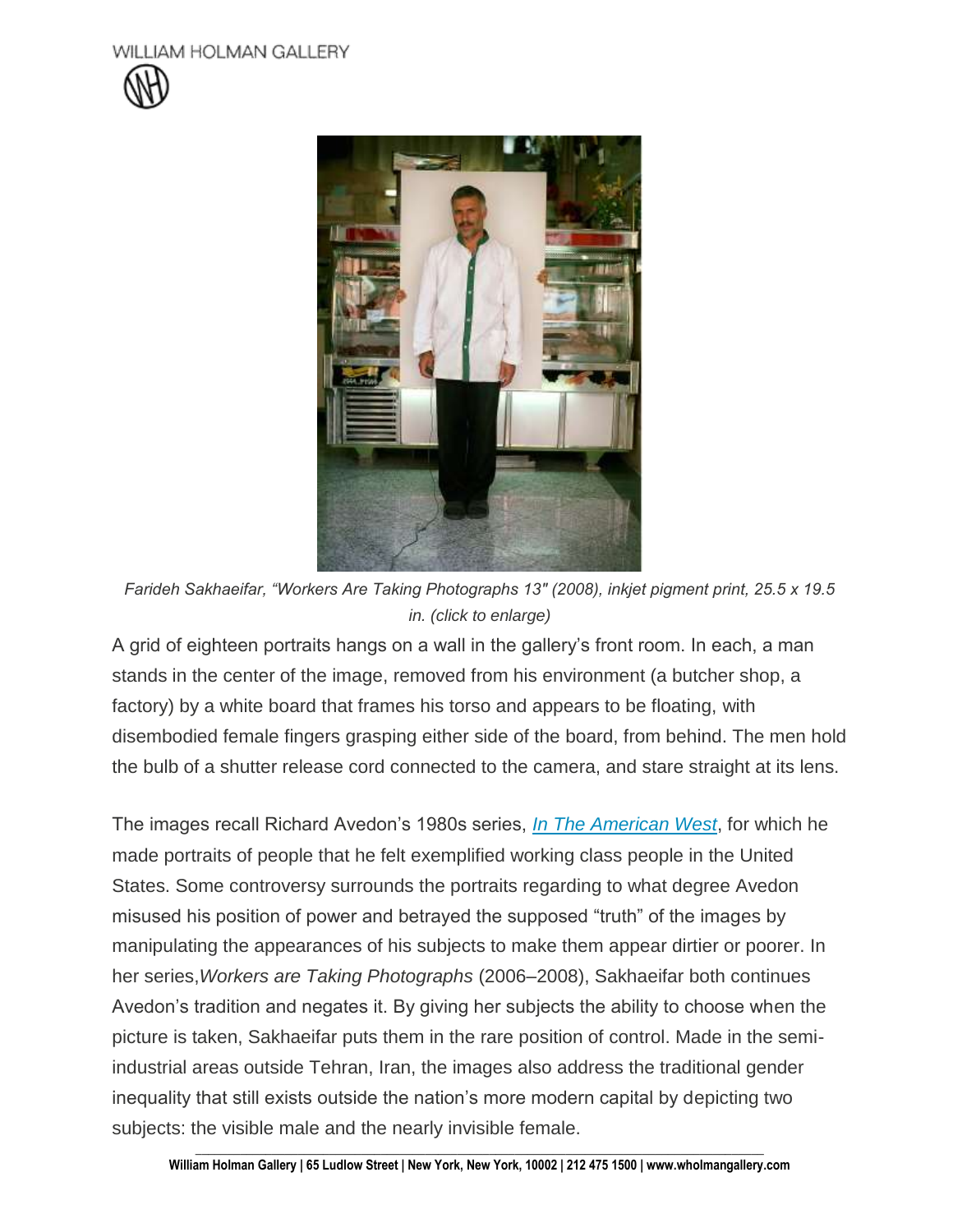*Farideh Sakhaeifar, "Workers Are Taking Photographs 13" (2008), inkjet pigment print, 25.5 x 19.5 in. (click to enlarge)*

A grid of eighteen portraits hangs on a wall in the gallery's front room. In each, a man stands in the center of the image, removed from his environment (a butcher shop, a factory) by a white board that frames his torso and appears to be floating, with disembodied female fingers grasping either side of the board, from behind. The men hold the bulb of a shutter release cord connected to the camera, and stare straight at its lens.

The images recall Richard Avedon's 1980s series, [*In The American West*](), for which he made portraits of people that he felt exemplified working class people in the United States. Some controversy surrounds the portraits regarding to what degree Avedon misused his position of power and betrayed the supposed "truth" of the images by manipulating the appearances of his subjects to make them appear dirtier or poorer. In her series,*Workers are Taking Photographs* (2006–2008), Sakhaeifar both continues Avedon's tradition and negates it. By giving her subjects the ability to choose when the picture is taken, Sakhaeifar puts them in the rare position of control. Made in the semi-industrial areas outside Tehran, Iran, the images also address the traditional gender inequality that still exists outside the nation's more modern capital by depicting two subjects: the visible male and the nearly invisible female.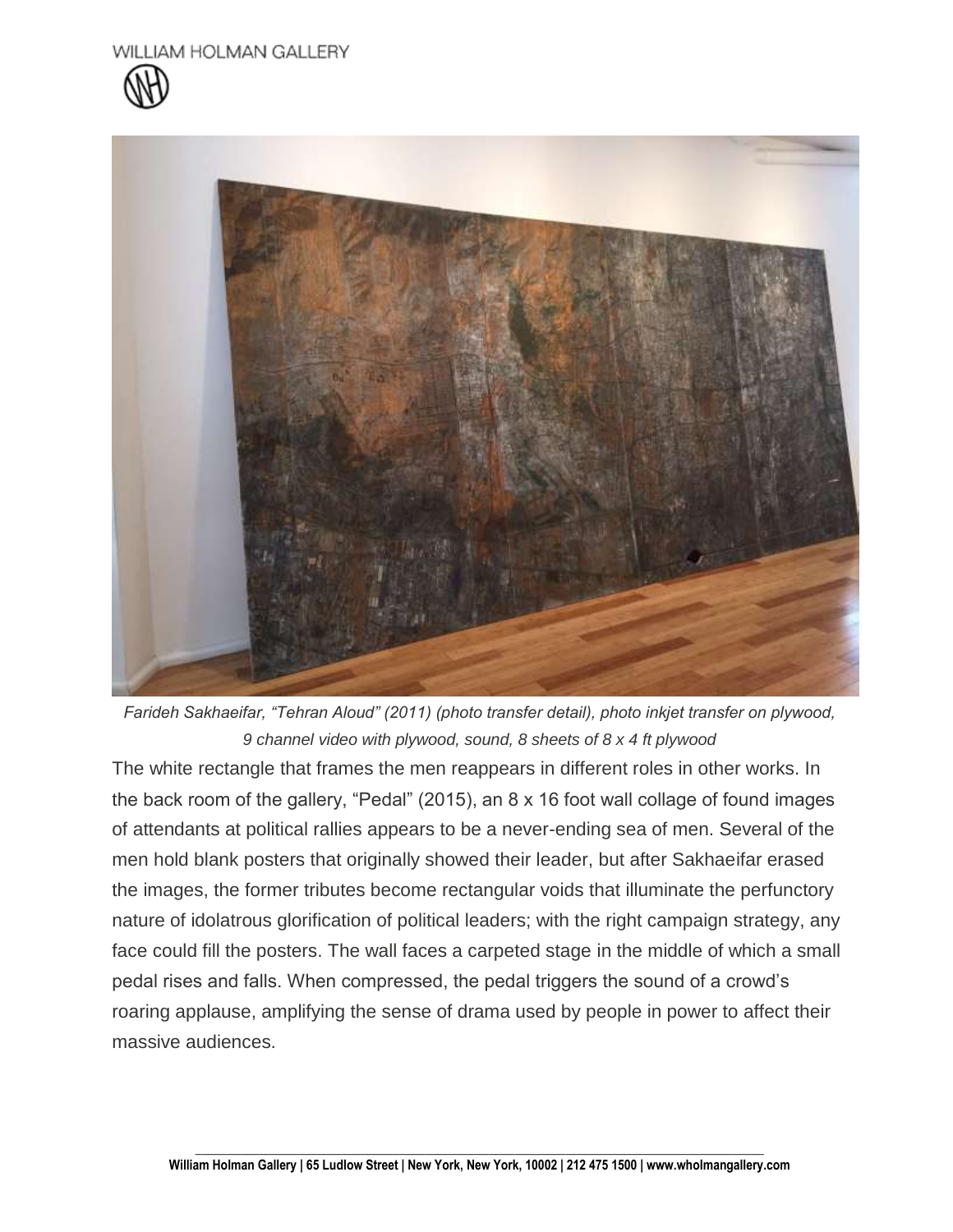*Farideh Sakhaeifar, "Tehran Aloud" (2011) (photo transfer detail), photo inkjet transfer on plywood, 9 channel video with plywood, sound, 8 sheets of 8 x 4 ft plywood*

The white rectangle that frames the men reappears in different roles in other works. In the back room of the gallery, "Pedal" (2015), an 8 x 16 foot wall collage of found images of attendants at political rallies appears to be a never-ending sea of men. Several of the men hold blank posters that originally showed their leader, but after Sakhaeifar erased the images, the former tributes become rectangular voids that illuminate the perfunctory nature of idolatrous glorification of political leaders; with the right campaign strategy, any face could fill the posters. The wall faces a carpeted stage in the middle of which a small pedal rises and falls. When compressed, the pedal triggers the sound of a crowd's roaring applause, amplifying the sense of drama used by people in power to affect their massive audiences.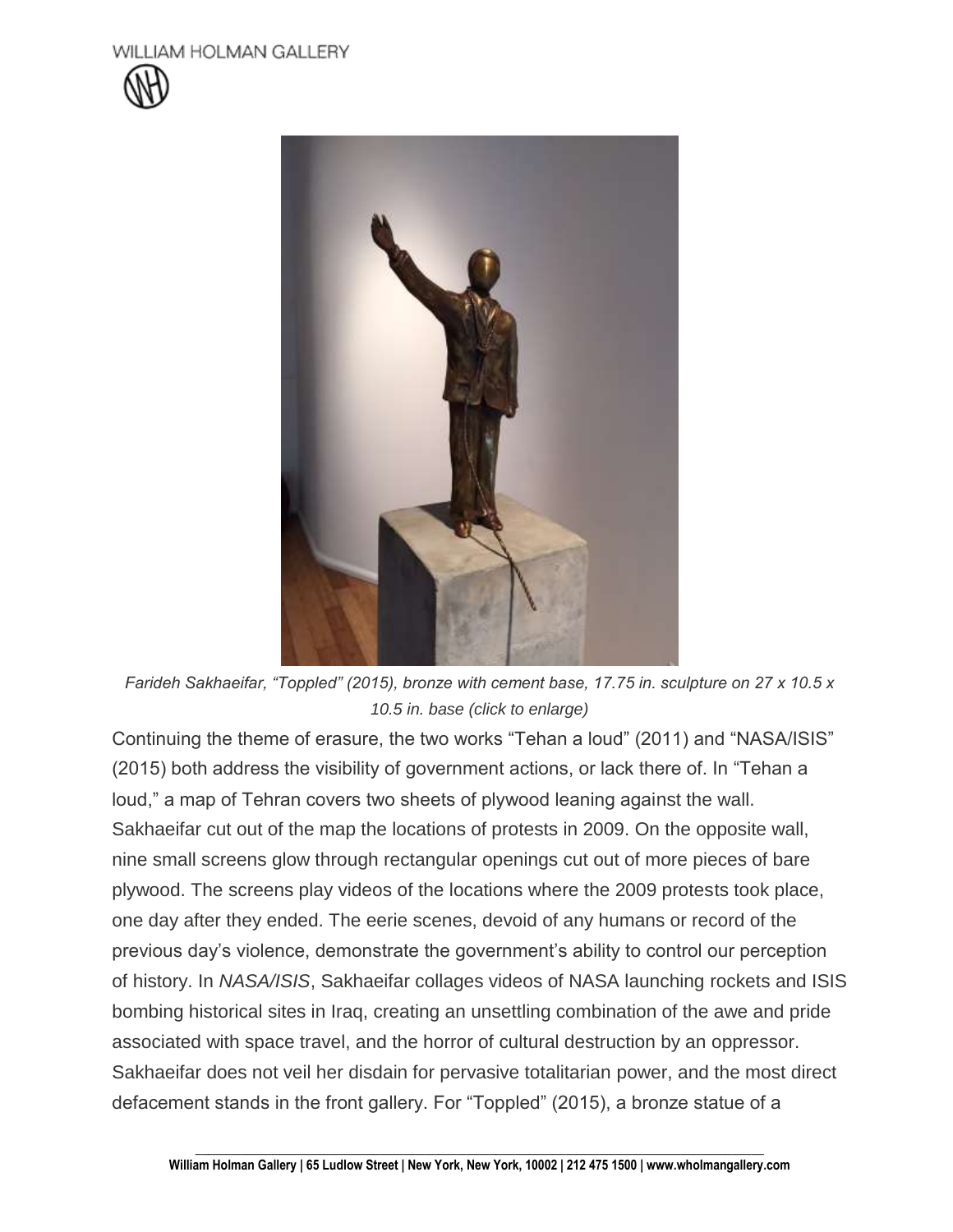*Farideh Sakhaeifar, "Toppled" (2015), bronze with cement base, 17.75 in. sculpture on 27 x 10.5 x 10.5 in. base (click to enlarge)*

Continuing the theme of erasure, the two works "Tehan a loud" (2011) and "NASA/ISIS" (2015) both address the visibility of government actions, or lack there of. In "Tehan a loud," a map of Tehran covers two sheets of plywood leaning against the wall. Sakhaeifar cut out of the map the locations of protests in 2009. On the opposite wall, nine small screens glow through rectangular openings cut out of more pieces of bare plywood. The screens play videos of the locations where the 2009 protests took place, one day after they ended. The eerie scenes, devoid of any humans or record of the previous day's violence, demonstrate the government's ability to control our perception of history. In *NASA/ISIS*, Sakhaeifar collages videos of NASA launching rockets and ISIS bombing historical sites in Iraq, creating an unsettling combination of the awe and pride associated with space travel, and the horror of cultural destruction by an oppressor. Sakhaeifar does not veil her disdain for pervasive totalitarian power, and the most direct defacement stands in the front gallery. For "Toppled" (2015), a bronze statue of a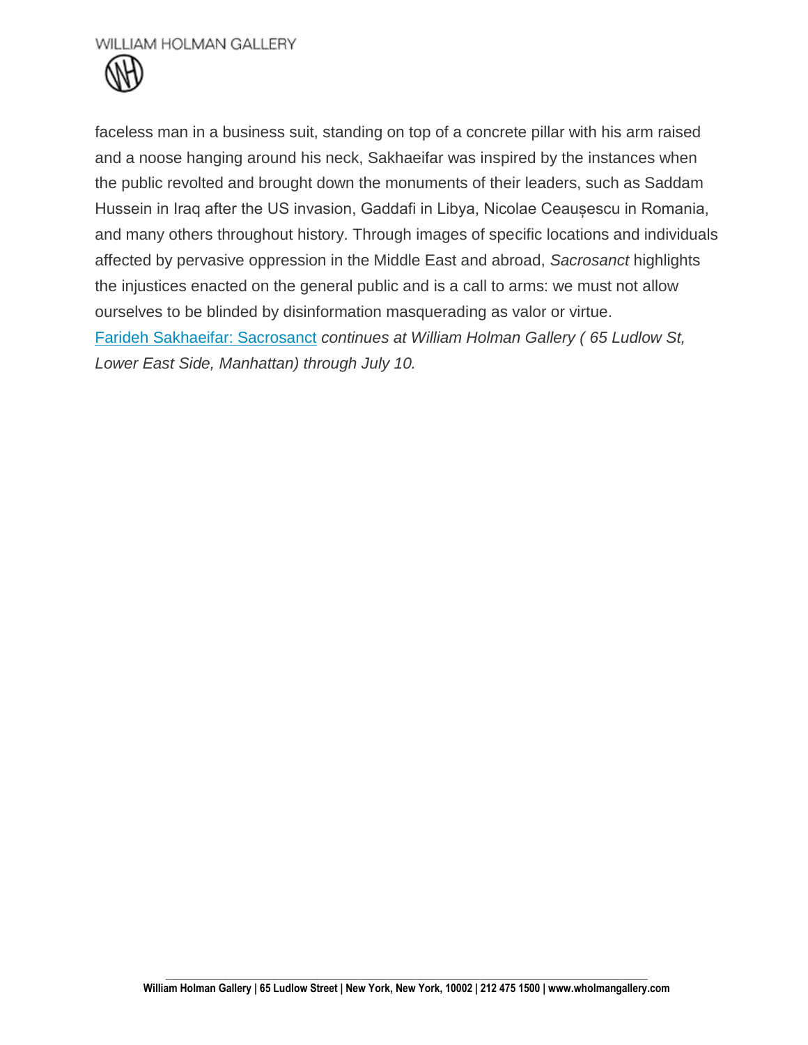faceless man in a business suit, standing on top of a concrete pillar with his arm raised and a noose hanging around his neck, Sakhaeifar was inspired by the instances when the public revolted and brought down the monuments of their leaders, such as Saddam Hussein in Iraq after the US invasion, Gaddafi in Libya, Nicolae Ceaușescu in Romania, and many others throughout history. Through images of specific locations and individuals affected by pervasive oppression in the Middle East and abroad, *Sacrosanct* highlights the injustices enacted on the general public and is a call to arms: we must not allow ourselves to be blinded by disinformation masquerading as valor or virtue.

Farideh Sakhaeifar: Sacrosanct *continues at William Holman Gallery ( 65 Ludlow St, Lower East Side, Manhattan) through July 10.*